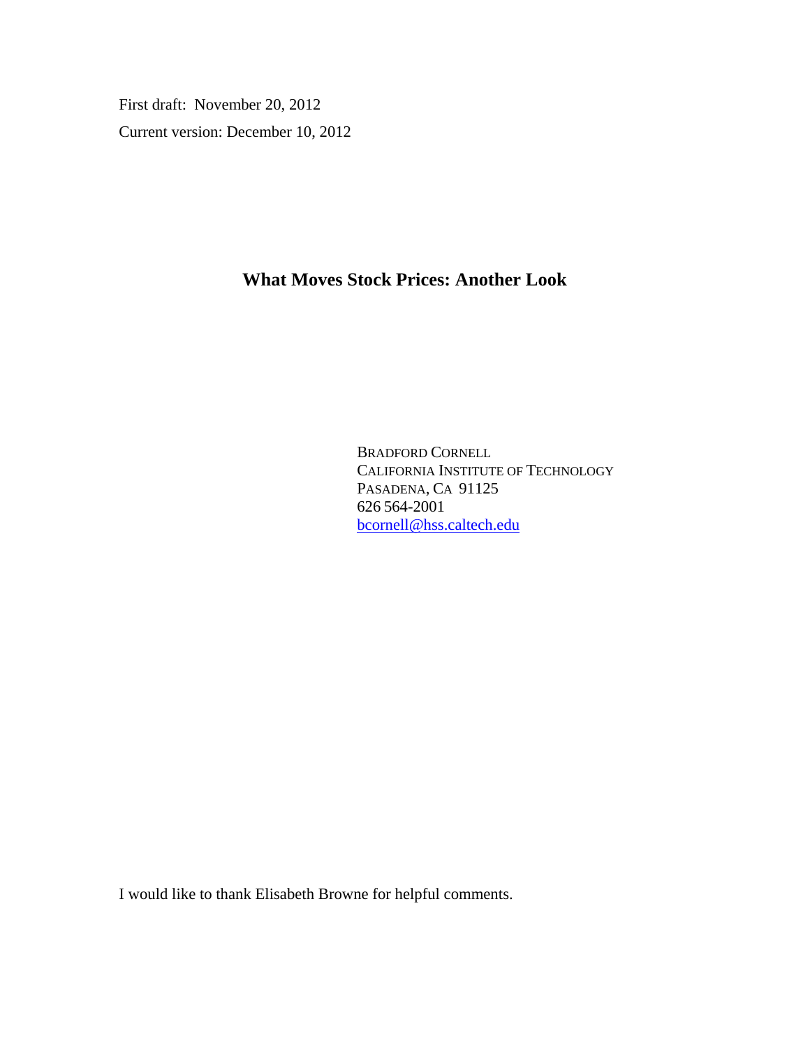First draft: November 20, 2012

Current version: December 10, 2012

# What Moves Stock Prices: Another Look

BRADFORD CORNELL
CALIFORNIA INSTITUTE OF TECHNOLOGY
PASADENA, CA 91125
626 564-2001
bcornell@hss.caltech.edu

I would like to thank Elisabeth Browne for helpful comments.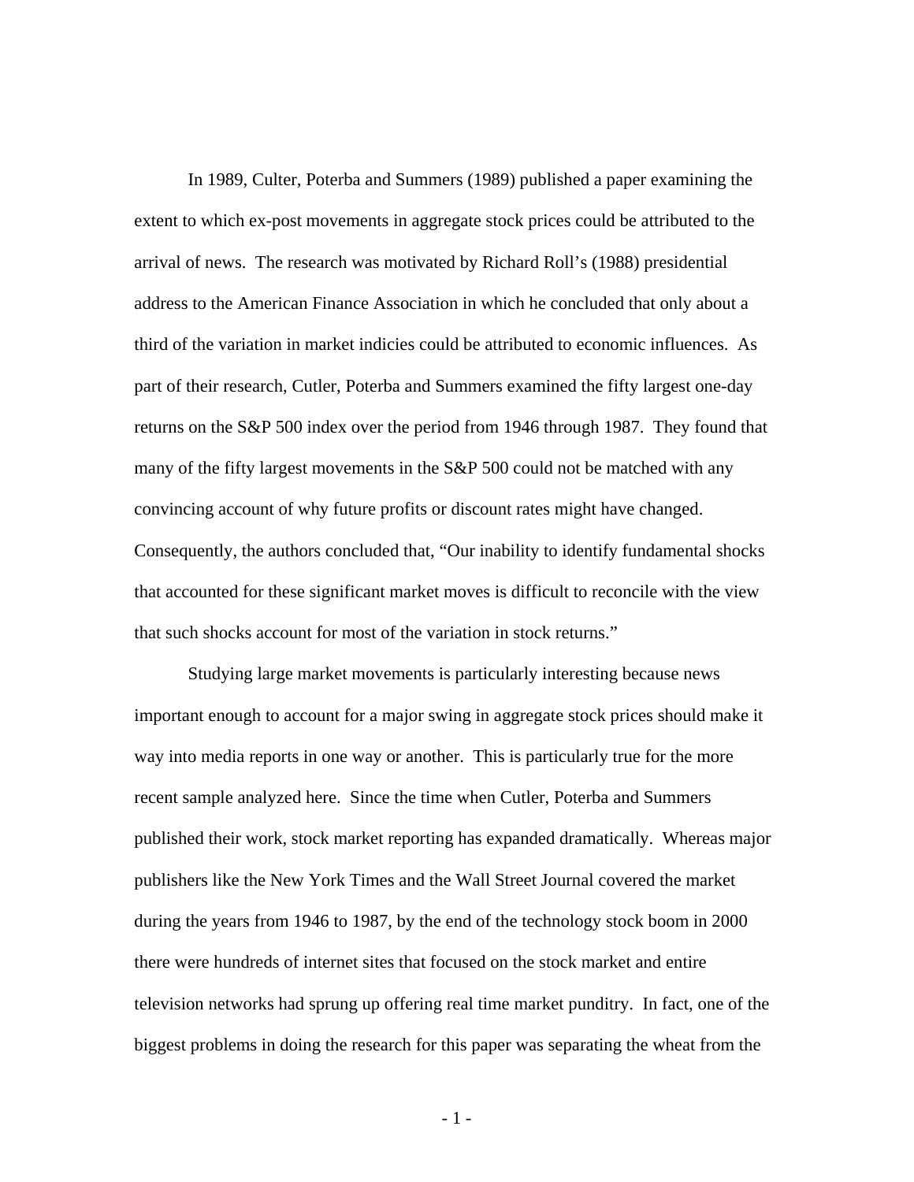In 1989, Culter, Poterba and Summers (1989) published a paper examining the extent to which ex-post movements in aggregate stock prices could be attributed to the arrival of news. The research was motivated by Richard Roll's (1988) presidential address to the American Finance Association in which he concluded that only about a third of the variation in market indicies could be attributed to economic influences. As part of their research, Cutler, Poterba and Summers examined the fifty largest one-day returns on the S&P 500 index over the period from 1946 through 1987. They found that many of the fifty largest movements in the S&P 500 could not be matched with any convincing account of why future profits or discount rates might have changed. Consequently, the authors concluded that, "Our inability to identify fundamental shocks that accounted for these significant market moves is difficult to reconcile with the view that such shocks account for most of the variation in stock returns."

Studying large market movements is particularly interesting because news important enough to account for a major swing in aggregate stock prices should make it way into media reports in one way or another. This is particularly true for the more recent sample analyzed here. Since the time when Cutler, Poterba and Summers published their work, stock market reporting has expanded dramatically. Whereas major publishers like the New York Times and the Wall Street Journal covered the market during the years from 1946 to 1987, by the end of the technology stock boom in 2000 there were hundreds of internet sites that focused on the stock market and entire television networks had sprung up offering real time market punditry. In fact, one of the biggest problems in doing the research for this paper was separating the wheat from the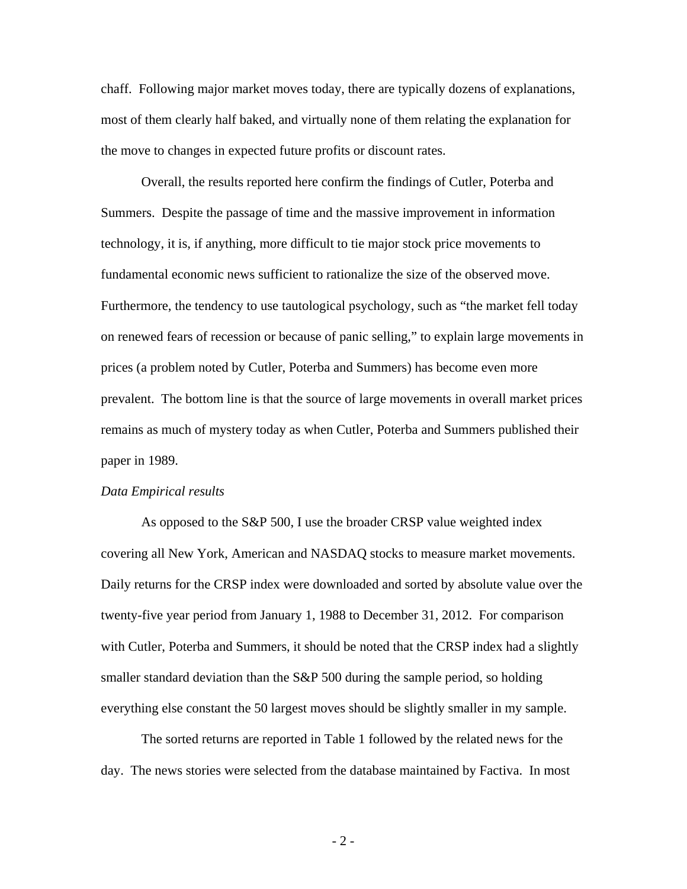chaff. Following major market moves today, there are typically dozens of explanations, most of them clearly half baked, and virtually none of them relating the explanation for the move to changes in expected future profits or discount rates.

Overall, the results reported here confirm the findings of Cutler, Poterba and Summers. Despite the passage of time and the massive improvement in information technology, it is, if anything, more difficult to tie major stock price movements to fundamental economic news sufficient to rationalize the size of the observed move. Furthermore, the tendency to use tautological psychology, such as "the market fell today on renewed fears of recession or because of panic selling," to explain large movements in prices (a problem noted by Cutler, Poterba and Summers) has become even more prevalent. The bottom line is that the source of large movements in overall market prices remains as much of mystery today as when Cutler, Poterba and Summers published their paper in 1989.

*Data Empirical results*

As opposed to the S&P 500, I use the broader CRSP value weighted index covering all New York, American and NASDAQ stocks to measure market movements. Daily returns for the CRSP index were downloaded and sorted by absolute value over the twenty-five year period from January 1, 1988 to December 31, 2012. For comparison with Cutler, Poterba and Summers, it should be noted that the CRSP index had a slightly smaller standard deviation than the S&P 500 during the sample period, so holding everything else constant the 50 largest moves should be slightly smaller in my sample.

The sorted returns are reported in Table 1 followed by the related news for the day. The news stories were selected from the database maintained by Factiva. In most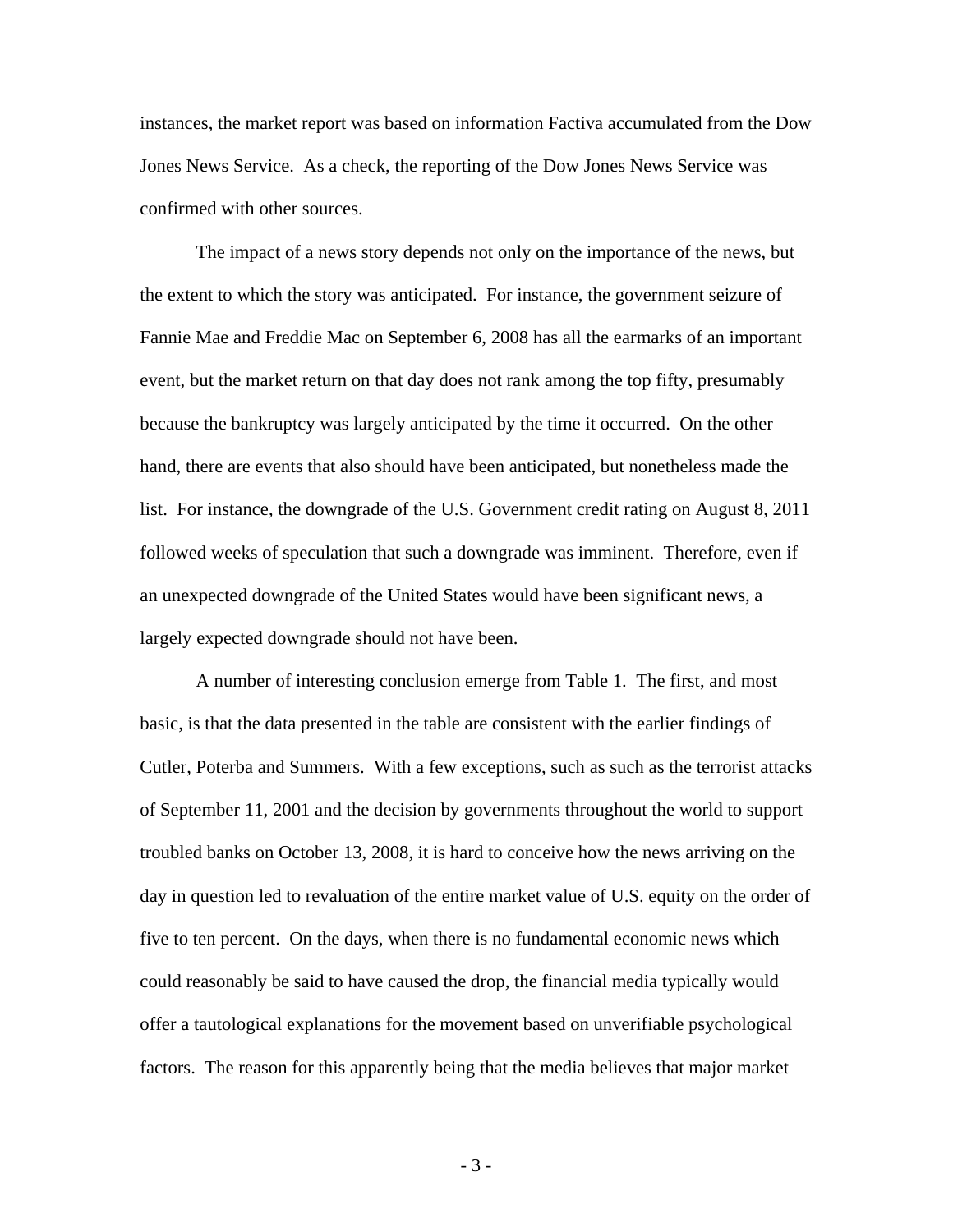instances, the market report was based on information Factiva accumulated from the Dow Jones News Service. As a check, the reporting of the Dow Jones News Service was confirmed with other sources.

The impact of a news story depends not only on the importance of the news, but the extent to which the story was anticipated. For instance, the government seizure of Fannie Mae and Freddie Mac on September 6, 2008 has all the earmarks of an important event, but the market return on that day does not rank among the top fifty, presumably because the bankruptcy was largely anticipated by the time it occurred. On the other hand, there are events that also should have been anticipated, but nonetheless made the list. For instance, the downgrade of the U.S. Government credit rating on August 8, 2011 followed weeks of speculation that such a downgrade was imminent. Therefore, even if an unexpected downgrade of the United States would have been significant news, a largely expected downgrade should not have been.

A number of interesting conclusion emerge from Table 1. The first, and most basic, is that the data presented in the table are consistent with the earlier findings of Cutler, Poterba and Summers. With a few exceptions, such as such as the terrorist attacks of September 11, 2001 and the decision by governments throughout the world to support troubled banks on October 13, 2008, it is hard to conceive how the news arriving on the day in question led to revaluation of the entire market value of U.S. equity on the order of five to ten percent. On the days, when there is no fundamental economic news which could reasonably be said to have caused the drop, the financial media typically would offer a tautological explanations for the movement based on unverifiable psychological factors. The reason for this apparently being that the media believes that major market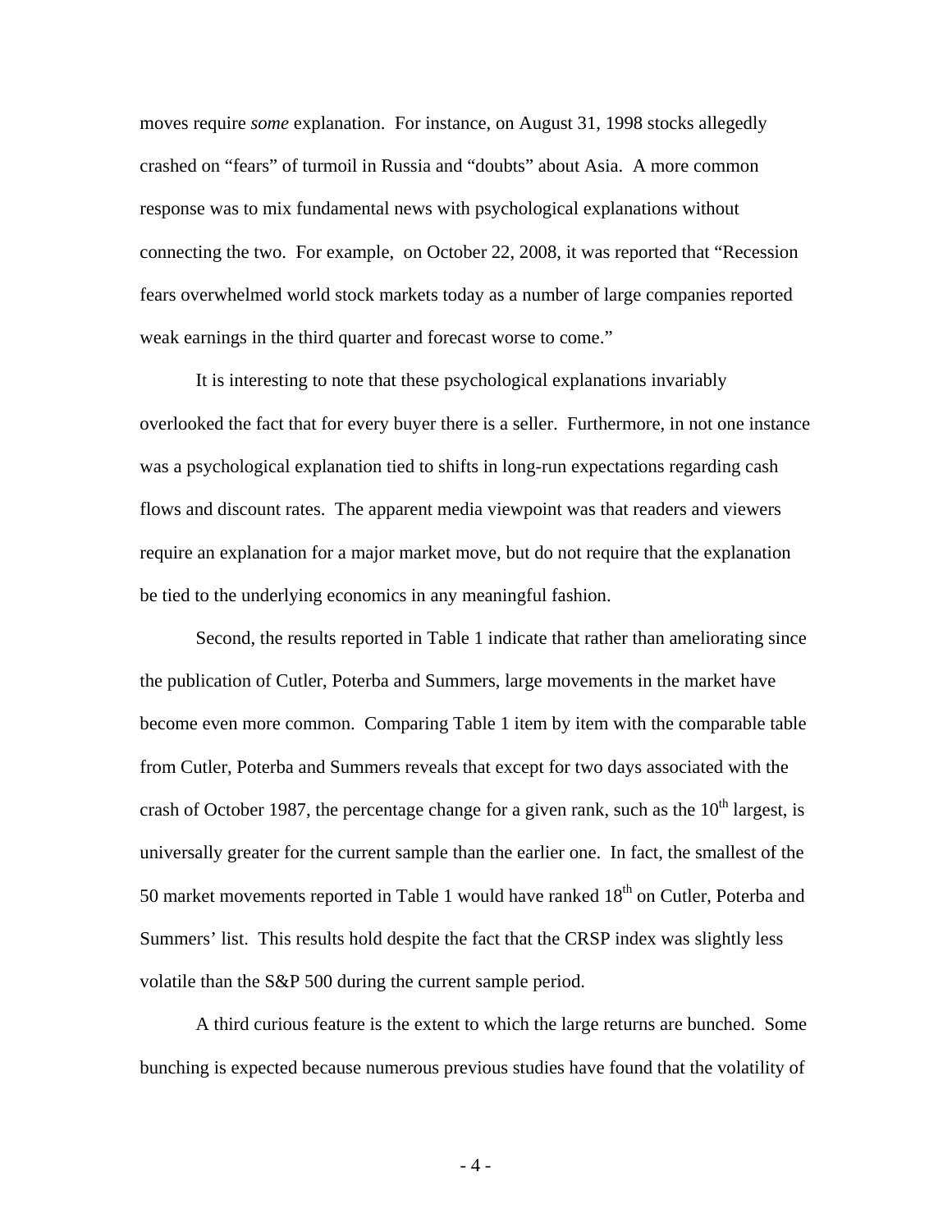moves require *some* explanation. For instance, on August 31, 1998 stocks allegedly crashed on "fears" of turmoil in Russia and "doubts" about Asia. A more common response was to mix fundamental news with psychological explanations without connecting the two. For example, on October 22, 2008, it was reported that "Recession fears overwhelmed world stock markets today as a number of large companies reported weak earnings in the third quarter and forecast worse to come."

It is interesting to note that these psychological explanations invariably overlooked the fact that for every buyer there is a seller. Furthermore, in not one instance was a psychological explanation tied to shifts in long-run expectations regarding cash flows and discount rates. The apparent media viewpoint was that readers and viewers require an explanation for a major market move, but do not require that the explanation be tied to the underlying economics in any meaningful fashion.

Second, the results reported in Table 1 indicate that rather than ameliorating since the publication of Cutler, Poterba and Summers, large movements in the market have become even more common. Comparing Table 1 item by item with the comparable table from Cutler, Poterba and Summers reveals that except for two days associated with the crash of October 1987, the percentage change for a given rank, such as the 10th largest, is universally greater for the current sample than the earlier one. In fact, the smallest of the 50 market movements reported in Table 1 would have ranked 18th on Cutler, Poterba and Summers' list. This results hold despite the fact that the CRSP index was slightly less volatile than the S&P 500 during the current sample period.

A third curious feature is the extent to which the large returns are bunched. Some bunching is expected because numerous previous studies have found that the volatility of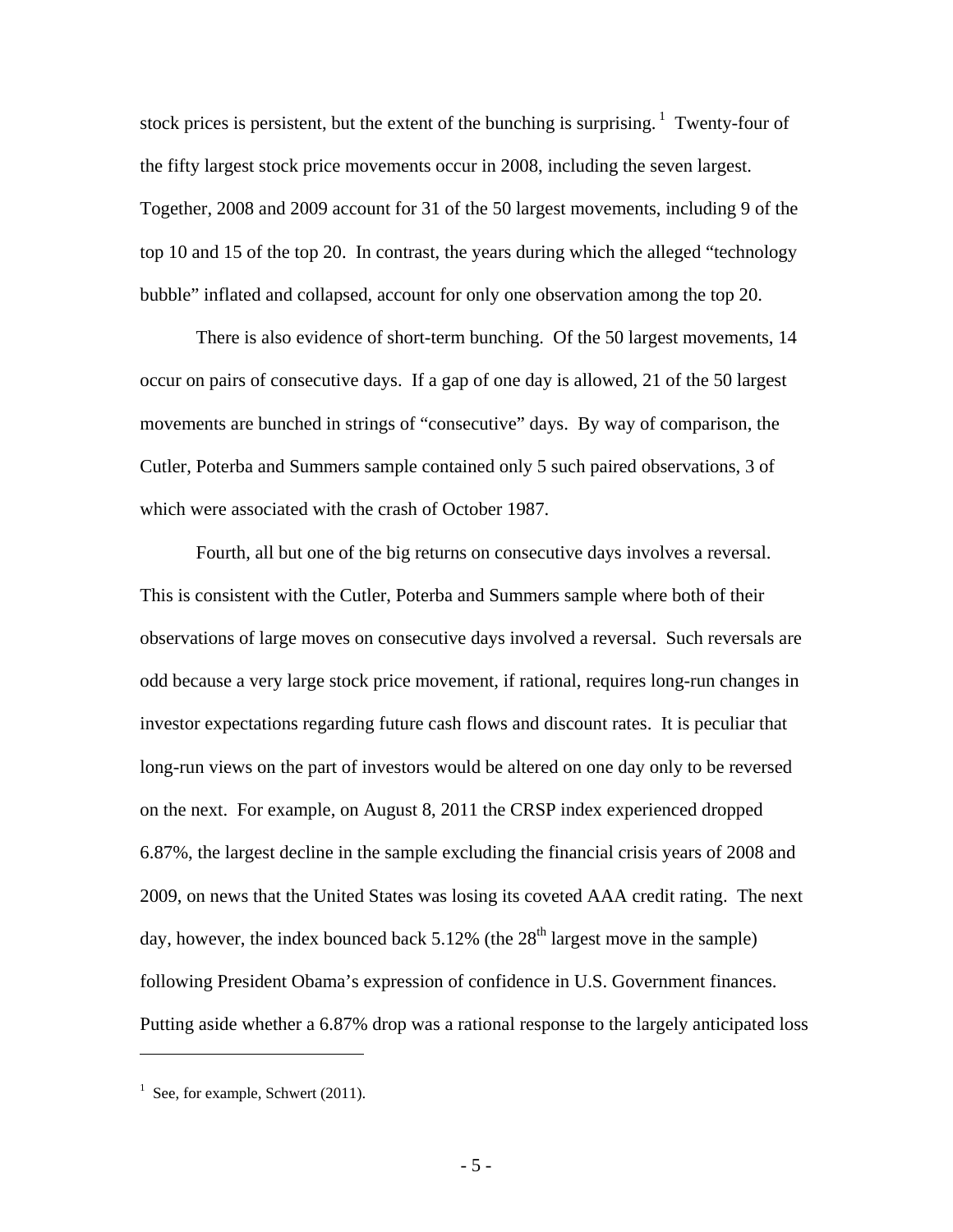stock prices is persistent, but the extent of the bunching is surprising.[1] Twenty-four of the fifty largest stock price movements occur in 2008, including the seven largest. Together, 2008 and 2009 account for 31 of the 50 largest movements, including 9 of the top 10 and 15 of the top 20. In contrast, the years during which the alleged "technology bubble" inflated and collapsed, account for only one observation among the top 20.

There is also evidence of short-term bunching. Of the 50 largest movements, 14 occur on pairs of consecutive days. If a gap of one day is allowed, 21 of the 50 largest movements are bunched in strings of "consecutive" days. By way of comparison, the Cutler, Poterba and Summers sample contained only 5 such paired observations, 3 of which were associated with the crash of October 1987.

Fourth, all but one of the big returns on consecutive days involves a reversal. This is consistent with the Cutler, Poterba and Summers sample where both of their observations of large moves on consecutive days involved a reversal. Such reversals are odd because a very large stock price movement, if rational, requires long-run changes in investor expectations regarding future cash flows and discount rates. It is peculiar that long-run views on the part of investors would be altered on one day only to be reversed on the next. For example, on August 8, 2011 the CRSP index experienced dropped 6.87%, the largest decline in the sample excluding the financial crisis years of 2008 and 2009, on news that the United States was losing its coveted AAA credit rating. The next day, however, the index bounced back 5.12% (the 28th largest move in the sample) following President Obama's expression of confidence in U.S. Government finances. Putting aside whether a 6.87% drop was a rational response to the largely anticipated loss

---

[1] See, for example, Schwert (2011).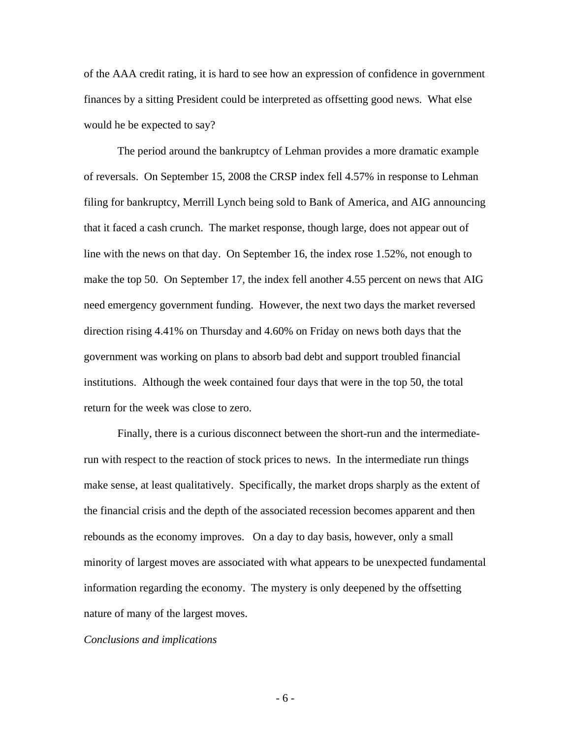of the AAA credit rating, it is hard to see how an expression of confidence in government finances by a sitting President could be interpreted as offsetting good news. What else would he be expected to say?

The period around the bankruptcy of Lehman provides a more dramatic example of reversals. On September 15, 2008 the CRSP index fell 4.57% in response to Lehman filing for bankruptcy, Merrill Lynch being sold to Bank of America, and AIG announcing that it faced a cash crunch. The market response, though large, does not appear out of line with the news on that day. On September 16, the index rose 1.52%, not enough to make the top 50. On September 17, the index fell another 4.55 percent on news that AIG need emergency government funding. However, the next two days the market reversed direction rising 4.41% on Thursday and 4.60% on Friday on news both days that the government was working on plans to absorb bad debt and support troubled financial institutions. Although the week contained four days that were in the top 50, the total return for the week was close to zero.

Finally, there is a curious disconnect between the short-run and the intermediate-run with respect to the reaction of stock prices to news. In the intermediate run things make sense, at least qualitatively. Specifically, the market drops sharply as the extent of the financial crisis and the depth of the associated recession becomes apparent and then rebounds as the economy improves. On a day to day basis, however, only a small minority of largest moves are associated with what appears to be unexpected fundamental information regarding the economy. The mystery is only deepened by the offsetting nature of many of the largest moves.

*Conclusions and implications*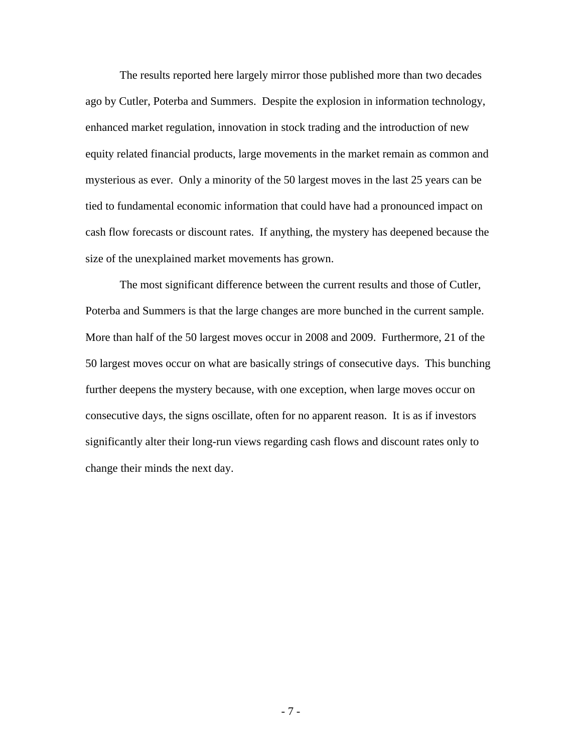The results reported here largely mirror those published more than two decades ago by Cutler, Poterba and Summers. Despite the explosion in information technology, enhanced market regulation, innovation in stock trading and the introduction of new equity related financial products, large movements in the market remain as common and mysterious as ever. Only a minority of the 50 largest moves in the last 25 years can be tied to fundamental economic information that could have had a pronounced impact on cash flow forecasts or discount rates. If anything, the mystery has deepened because the size of the unexplained market movements has grown.

The most significant difference between the current results and those of Cutler, Poterba and Summers is that the large changes are more bunched in the current sample. More than half of the 50 largest moves occur in 2008 and 2009. Furthermore, 21 of the 50 largest moves occur on what are basically strings of consecutive days. This bunching further deepens the mystery because, with one exception, when large moves occur on consecutive days, the signs oscillate, often for no apparent reason. It is as if investors significantly alter their long-run views regarding cash flows and discount rates only to change their minds the next day.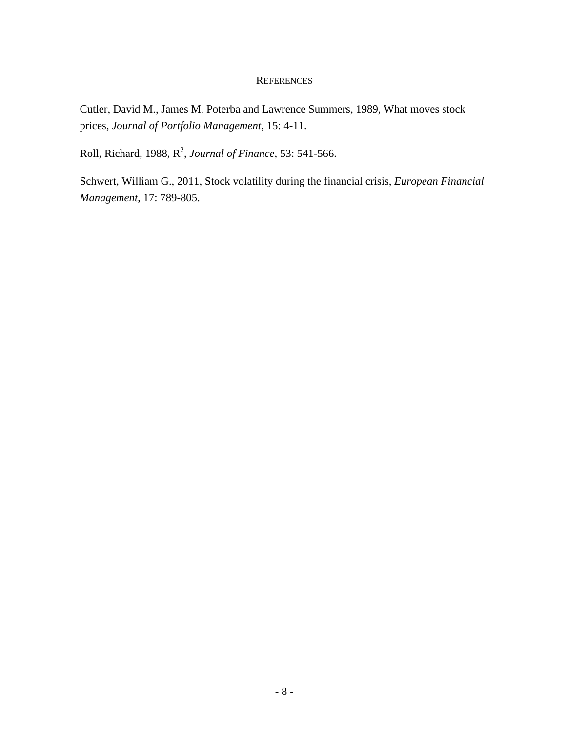## References

Cutler, David M., James M. Poterba and Lawrence Summers, 1989, What moves stock prices, *Journal of Portfolio Management*, 15: 4-11.

Roll, Richard, 1988, $R^2$, *Journal of Finance*, 53: 541-566.

Schwert, William G., 2011, Stock volatility during the financial crisis, *European Financial Management*, 17: 789-805.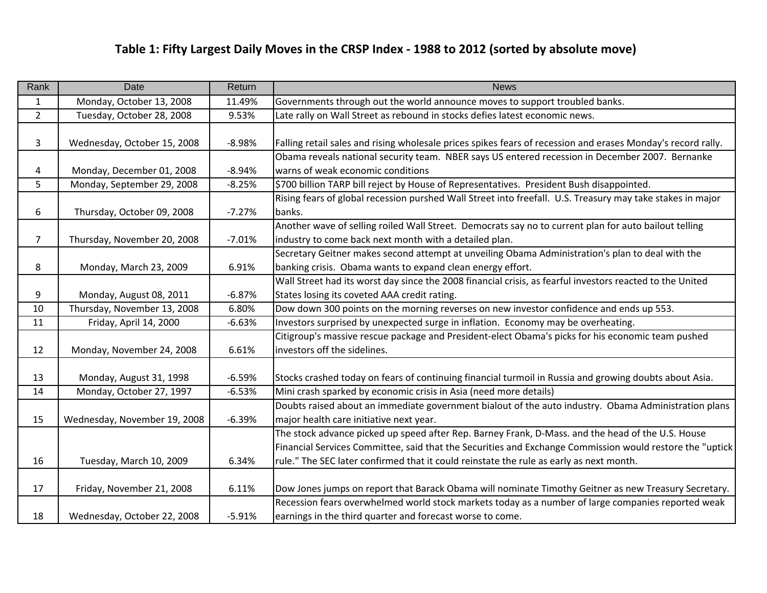# Table 1: Fifty Largest Daily Moves in the CRSP Index - 1988 to 2012 (sorted by absolute move)

| Rank | Date | Return | News |
|---|---|---|---|
| 1 | Monday, October 13, 2008 | 11.49% | Governments through out the world announce moves to support troubled banks. |
| 2 | Tuesday, October 28, 2008 | 9.53% | Late rally on Wall Street as rebound in stocks defies latest economic news. |
| 3 | Wednesday, October 15, 2008 | -8.98% | Falling retail sales and rising wholesale prices spikes fears of recession and erases Monday's record rally. |
| 4 | Monday, December 01, 2008 | -8.94% | Obama reveals national security team. NBER says US entered recession in December 2007. Bernanke warns of weak economic conditions |
| 5 | Monday, September 29, 2008 | -8.25% | $700 billion TARP bill reject by House of Representatives. President Bush disappointed. |
| 6 | Thursday, October 09, 2008 | -7.27% | Rising fears of global recession purshed Wall Street into freefall. U.S. Treasury may take stakes in major banks. |
| 7 | Thursday, November 20, 2008 | -7.01% | Another wave of selling roiled Wall Street. Democrats say no to current plan for auto bailout telling industry to come back next month with a detailed plan. |
| 8 | Monday, March 23, 2009 | 6.91% | Secretary Geitner makes second attempt at unveiling Obama Administration's plan to deal with the banking crisis. Obama wants to expand clean energy effort. |
| 9 | Monday, August 08, 2011 | -6.87% | Wall Street had its worst day since the 2008 financial crisis, as fearful investors reacted to the United States losing its coveted AAA credit rating. |
| 10 | Thursday, November 13, 2008 | 6.80% | Dow down 300 points on the morning reverses on new investor confidence and ends up 553. |
| 11 | Friday, April 14, 2000 | -6.63% | Investors surprised by unexpected surge in inflation. Economy may be overheating. |
| 12 | Monday, November 24, 2008 | 6.61% | Citigroup's massive rescue package and President-elect Obama's picks for his economic team pushed investors off the sidelines. |
| 13 | Monday, August 31, 1998 | -6.59% | Stocks crashed today on fears of continuing financial turmoil in Russia and growing doubts about Asia. |
| 14 | Monday, October 27, 1997 | -6.53% | Mini crash sparked by economic crisis in Asia (need more details) |
| 15 | Wednesday, November 19, 2008 | -6.39% | Doubts raised about an immediate government bialout of the auto industry. Obama Administration plans major health care initiative next year. |
| 16 | Tuesday, March 10, 2009 | 6.34% | The stock advance picked up speed after Rep. Barney Frank, D-Mass. and the head of the U.S. House Financial Services Committee, said that the Securities and Exchange Commission would restore the "uptick rule." The SEC later confirmed that it could reinstate the rule as early as next month. |
| 17 | Friday, November 21, 2008 | 6.11% | Dow Jones jumps on report that Barack Obama will nominate Timothy Geitner as new Treasury Secretary. |
| 18 | Wednesday, October 22, 2008 | -5.91% | Recession fears overwhelmed world stock markets today as a number of large companies reported weak earnings in the third quarter and forecast worse to come. |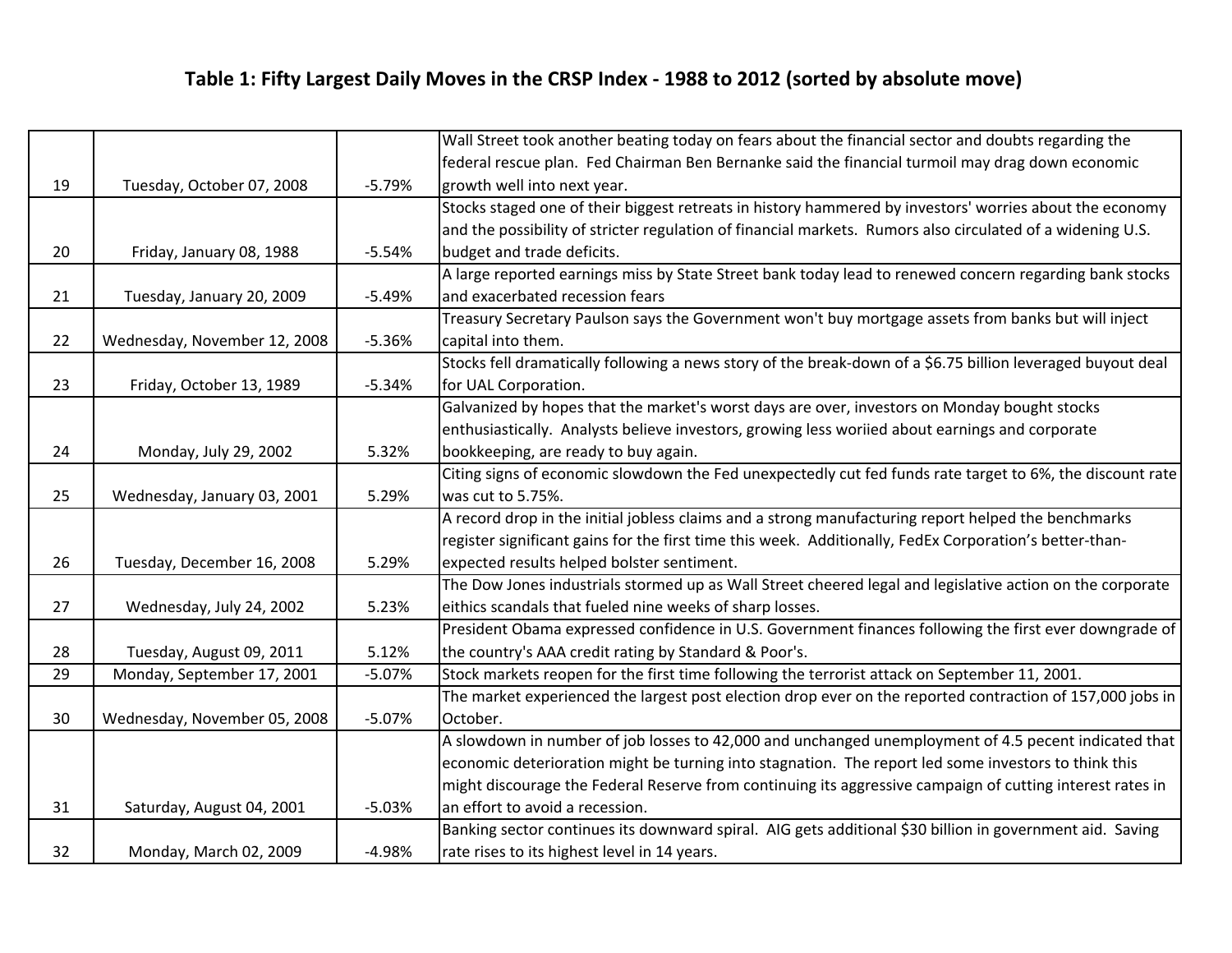## Table 1: Fifty Largest Daily Moves in the CRSP Index - 1988 to 2012 (sorted by absolute move)

| | | | |
|---|---|---|---|
| 19 | Tuesday, October 07, 2008 | -5.79% | Wall Street took another beating today on fears about the financial sector and doubts regarding the federal rescue plan. Fed Chairman Ben Bernanke said the financial turmoil may drag down economic growth well into next year. |
| 20 | Friday, January 08, 1988 | -5.54% | Stocks staged one of their biggest retreats in history hammered by investors' worries about the economy and the possibility of stricter regulation of financial markets. Rumors also circulated of a widening U.S. budget and trade deficits. |
| 21 | Tuesday, January 20, 2009 | -5.49% | A large reported earnings miss by State Street bank today lead to renewed concern regarding bank stocks and exacerbated recession fears |
| 22 | Wednesday, November 12, 2008 | -5.36% | Treasury Secretary Paulson says the Government won't buy mortgage assets from banks but will inject capital into them. |
| 23 | Friday, October 13, 1989 | -5.34% | Stocks fell dramatically following a news story of the break-down of a $6.75 billion leveraged buyout deal for UAL Corporation. |
| 24 | Monday, July 29, 2002 | 5.32% | Galvanized by hopes that the market's worst days are over, investors on Monday bought stocks enthusiastically. Analysts believe investors, growing less woriied about earnings and corporate bookkeeping, are ready to buy again. |
| 25 | Wednesday, January 03, 2001 | 5.29% | Citing signs of economic slowdown the Fed unexpectedly cut fed funds rate target to 6%, the discount rate was cut to 5.75%. |
| 26 | Tuesday, December 16, 2008 | 5.29% | A record drop in the initial jobless claims and a strong manufacturing report helped the benchmarks register significant gains for the first time this week. Additionally, FedEx Corporation's better-than-expected results helped bolster sentiment. |
| 27 | Wednesday, July 24, 2002 | 5.23% | The Dow Jones industrials stormed up as Wall Street cheered legal and legislative action on the corporate eithics scandals that fueled nine weeks of sharp losses. |
| 28 | Tuesday, August 09, 2011 | 5.12% | President Obama expressed confidence in U.S. Government finances following the first ever downgrade of the country's AAA credit rating by Standard & Poor's. |
| 29 | Monday, September 17, 2001 | -5.07% | Stock markets reopen for the first time following the terrorist attack on September 11, 2001. |
| 30 | Wednesday, November 05, 2008 | -5.07% | The market experienced the largest post election drop ever on the reported contraction of 157,000 jobs in October. |
| 31 | Saturday, August 04, 2001 | -5.03% | A slowdown in number of job losses to 42,000 and unchanged unemployment of 4.5 pecent indicated that economic deterioration might be turning into stagnation. The report led some investors to think this might discourage the Federal Reserve from continuing its aggressive campaign of cutting interest rates in an effort to avoid a recession. |
| 32 | Monday, March 02, 2009 | -4.98% | Banking sector continues its downward spiral. AIG gets additional $30 billion in government aid. Saving rate rises to its highest level in 14 years. |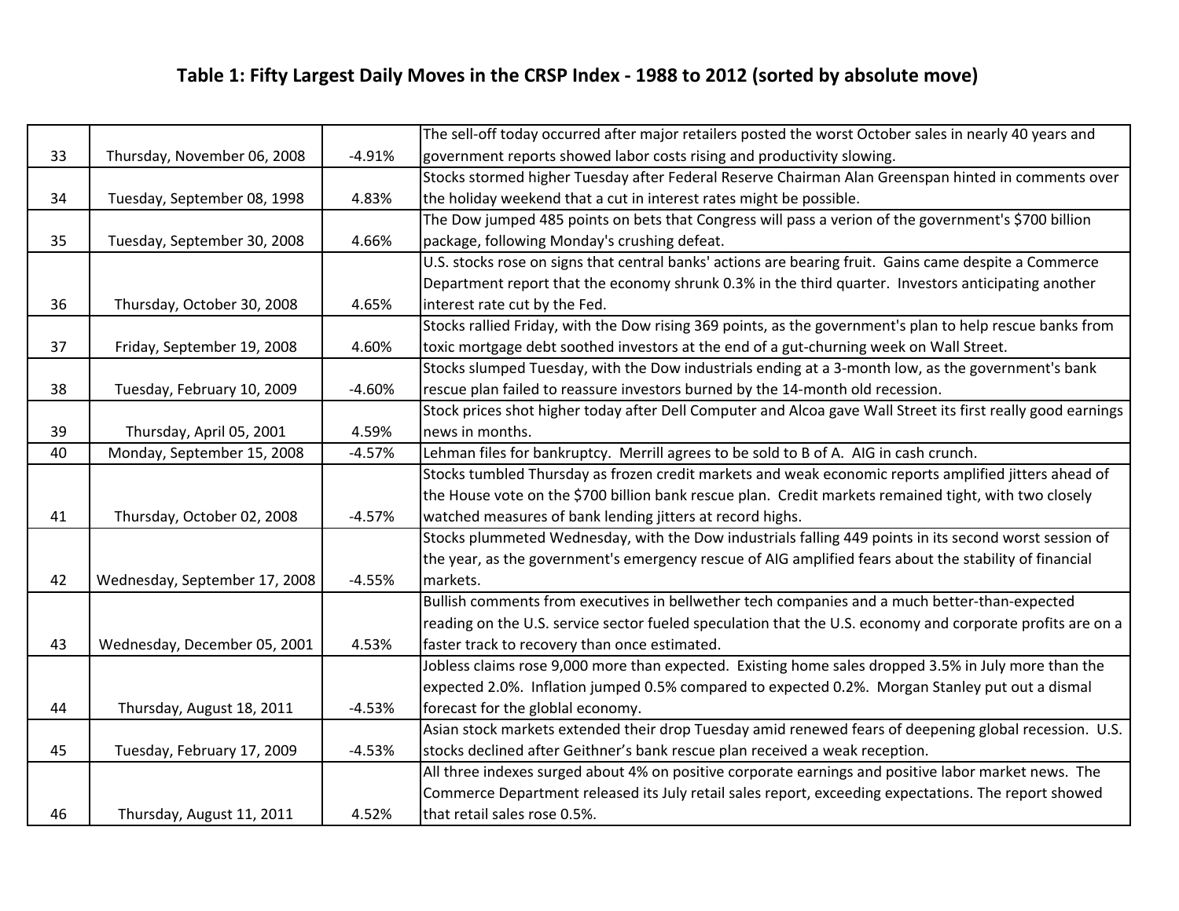## Table 1: Fifty Largest Daily Moves in the CRSP Index - 1988 to 2012 (sorted by absolute move)

| | | | |
|---|---|---|---|
| 33 | Thursday, November 06, 2008 | -4.91% | The sell-off today occurred after major retailers posted the worst October sales in nearly 40 years and government reports showed labor costs rising and productivity slowing. |
| 34 | Tuesday, September 08, 1998 | 4.83% | Stocks stormed higher Tuesday after Federal Reserve Chairman Alan Greenspan hinted in comments over the holiday weekend that a cut in interest rates might be possible. |
| 35 | Tuesday, September 30, 2008 | 4.66% | The Dow jumped 485 points on bets that Congress will pass a verion of the government's $700 billion package, following Monday's crushing defeat. |
| 36 | Thursday, October 30, 2008 | 4.65% | U.S. stocks rose on signs that central banks' actions are bearing fruit. Gains came despite a Commerce Department report that the economy shrunk 0.3% in the third quarter. Investors anticipating another interest rate cut by the Fed. |
| 37 | Friday, September 19, 2008 | 4.60% | Stocks rallied Friday, with the Dow rising 369 points, as the government's plan to help rescue banks from toxic mortgage debt soothed investors at the end of a gut-churning week on Wall Street. |
| 38 | Tuesday, February 10, 2009 | -4.60% | Stocks slumped Tuesday, with the Dow industrials ending at a 3-month low, as the government's bank rescue plan failed to reassure investors burned by the 14-month old recession. |
| 39 | Thursday, April 05, 2001 | 4.59% | Stock prices shot higher today after Dell Computer and Alcoa gave Wall Street its first really good earnings news in months. |
| 40 | Monday, September 15, 2008 | -4.57% | Lehman files for bankruptcy. Merrill agrees to be sold to B of A. AIG in cash crunch. |
| 41 | Thursday, October 02, 2008 | -4.57% | Stocks tumbled Thursday as frozen credit markets and weak economic reports amplified jitters ahead of the House vote on the $700 billion bank rescue plan. Credit markets remained tight, with two closely watched measures of bank lending jitters at record highs. |
| 42 | Wednesday, September 17, 2008 | -4.55% | Stocks plummeted Wednesday, with the Dow industrials falling 449 points in its second worst session of the year, as the government's emergency rescue of AIG amplified fears about the stability of financial markets. |
| 43 | Wednesday, December 05, 2001 | 4.53% | Bullish comments from executives in bellwether tech companies and a much better-than-expected reading on the U.S. service sector fueled speculation that the U.S. economy and corporate profits are on a faster track to recovery than once estimated. |
| 44 | Thursday, August 18, 2011 | -4.53% | Jobless claims rose 9,000 more than expected. Existing home sales dropped 3.5% in July more than the expected 2.0%. Inflation jumped 0.5% compared to expected 0.2%. Morgan Stanley put out a dismal forecast for the globlal economy. |
| 45 | Tuesday, February 17, 2009 | -4.53% | Asian stock markets extended their drop Tuesday amid renewed fears of deepening global recession. U.S. stocks declined after Geithner's bank rescue plan received a weak reception. |
| 46 | Thursday, August 11, 2011 | 4.52% | All three indexes surged about 4% on positive corporate earnings and positive labor market news. The Commerce Department released its July retail sales report, exceeding expectations. The report showed that retail sales rose 0.5%. |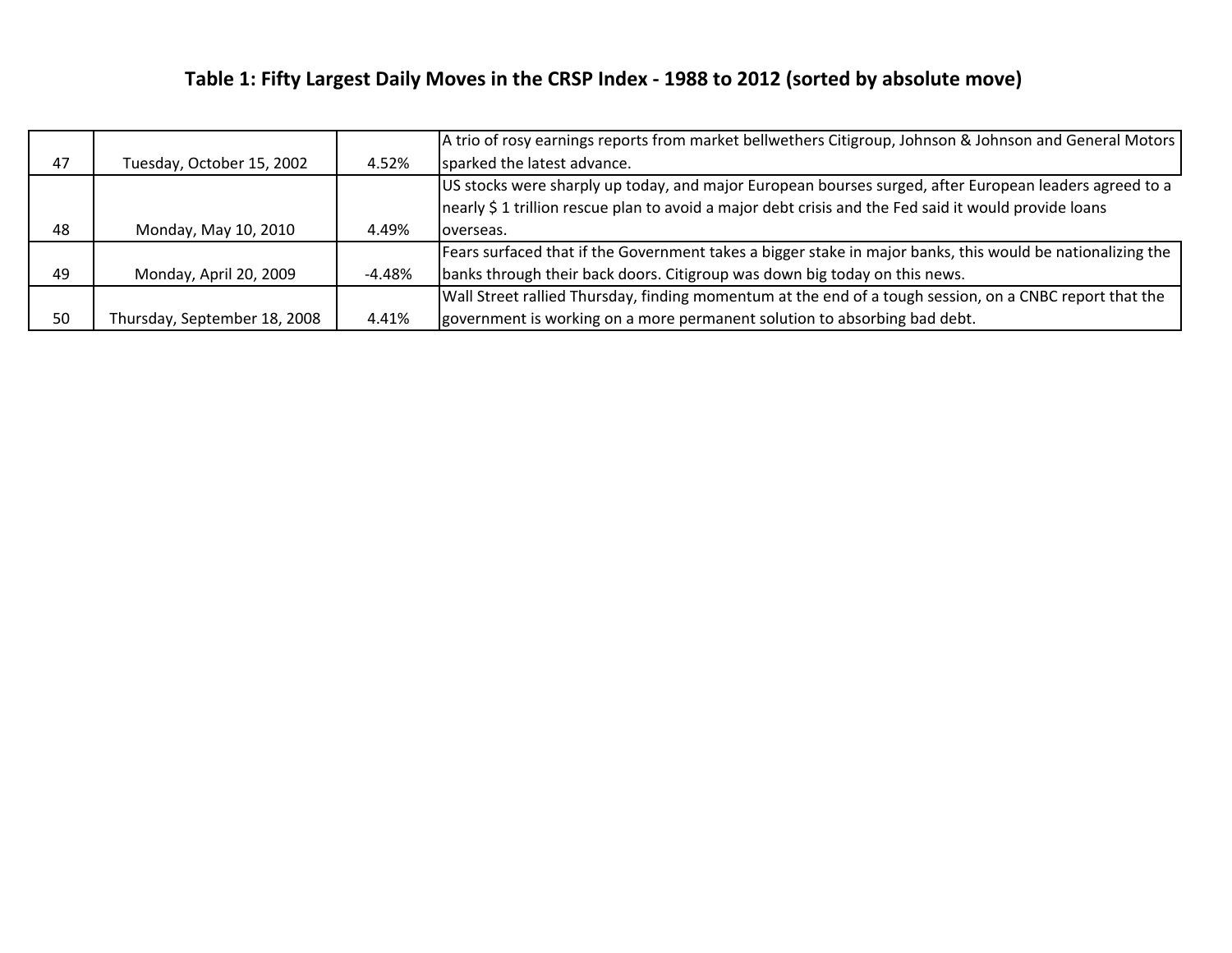### Table 1: Fifty Largest Daily Moves in the CRSP Index - 1988 to 2012 (sorted by absolute move)

| | | | |
|---|---|---|---|
| 47 | Tuesday, October 15, 2002 | 4.52% | A trio of rosy earnings reports from market bellwethers Citigroup, Johnson & Johnson and General Motors sparked the latest advance. |
| 48 | Monday, May 10, 2010 | 4.49% | US stocks were sharply up today, and major European bourses surged, after European leaders agreed to a nearly $ 1 trillion rescue plan to avoid a major debt crisis and the Fed said it would provide loans overseas. |
| 49 | Monday, April 20, 2009 | -4.48% | Fears surfaced that if the Government takes a bigger stake in major banks, this would be nationalizing the banks through their back doors. Citigroup was down big today on this news. |
| 50 | Thursday, September 18, 2008 | 4.41% | Wall Street rallied Thursday, finding momentum at the end of a tough session, on a CNBC report that the government is working on a more permanent solution to absorbing bad debt. |